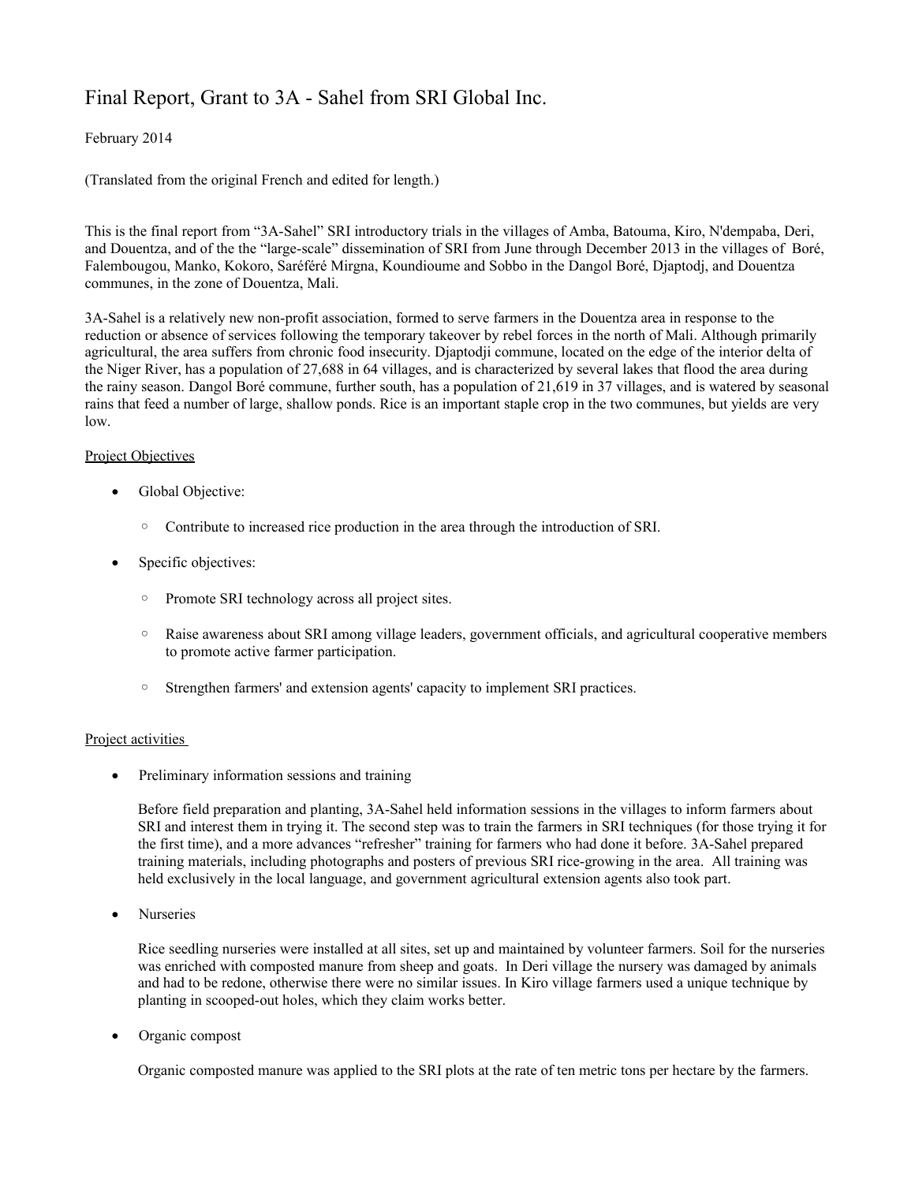# Final Report, Grant to 3A - Sahel from SRI Global Inc.

February 2014

(Translated from the original French and edited for length.)

This is the final report from "3A-Sahel" SRI introductory trials in the villages of Amba, Batouma, Kiro, N'dempaba, Deri, and Douentza, and of the the "large-scale" dissemination of SRI from June through December 2013 in the villages of Boré, Falembougou, Manko, Kokoro, Saréféré Mirgna, Koundioume and Sobbo in the Dangol Boré, Djaptodj, and Douentza communes, in the zone of Douentza, Mali.

3A-Sahel is a relatively new non-profit association, formed to serve farmers in the Douentza area in response to the reduction or absence of services following the temporary takeover by rebel forces in the north of Mali. Although primarily agricultural, the area suffers from chronic food insecurity. Djaptodji commune, located on the edge of the interior delta of the Niger River, has a population of 27,688 in 64 villages, and is characterized by several lakes that flood the area during the rainy season. Dangol Boré commune, further south, has a population of 21,619 in 37 villages, and is watered by seasonal rains that feed a number of large, shallow ponds. Rice is an important staple crop in the two communes, but yields are very low.

<u>Project Objectives</u>

- Global Objective:
  - Contribute to increased rice production in the area through the introduction of SRI.
- Specific objectives:
  - Promote SRI technology across all project sites.
  - Raise awareness about SRI among village leaders, government officials, and agricultural cooperative members to promote active farmer participation.
  - Strengthen farmers' and extension agents' capacity to implement SRI practices.

<u>Project activities</u>

- Preliminary information sessions and training

  Before field preparation and planting, 3A-Sahel held information sessions in the villages to inform farmers about SRI and interest them in trying it. The second step was to train the farmers in SRI techniques (for those trying it for the first time), and a more advances "refresher" training for farmers who had done it before. 3A-Sahel prepared training materials, including photographs and posters of previous SRI rice-growing in the area. All training was held exclusively in the local language, and government agricultural extension agents also took part.

- Nurseries

  Rice seedling nurseries were installed at all sites, set up and maintained by volunteer farmers. Soil for the nurseries was enriched with composted manure from sheep and goats. In Deri village the nursery was damaged by animals and had to be redone, otherwise there were no similar issues. In Kiro village farmers used a unique technique by planting in scooped-out holes, which they claim works better.

- Organic compost

  Organic composted manure was applied to the SRI plots at the rate of ten metric tons per hectare by the farmers.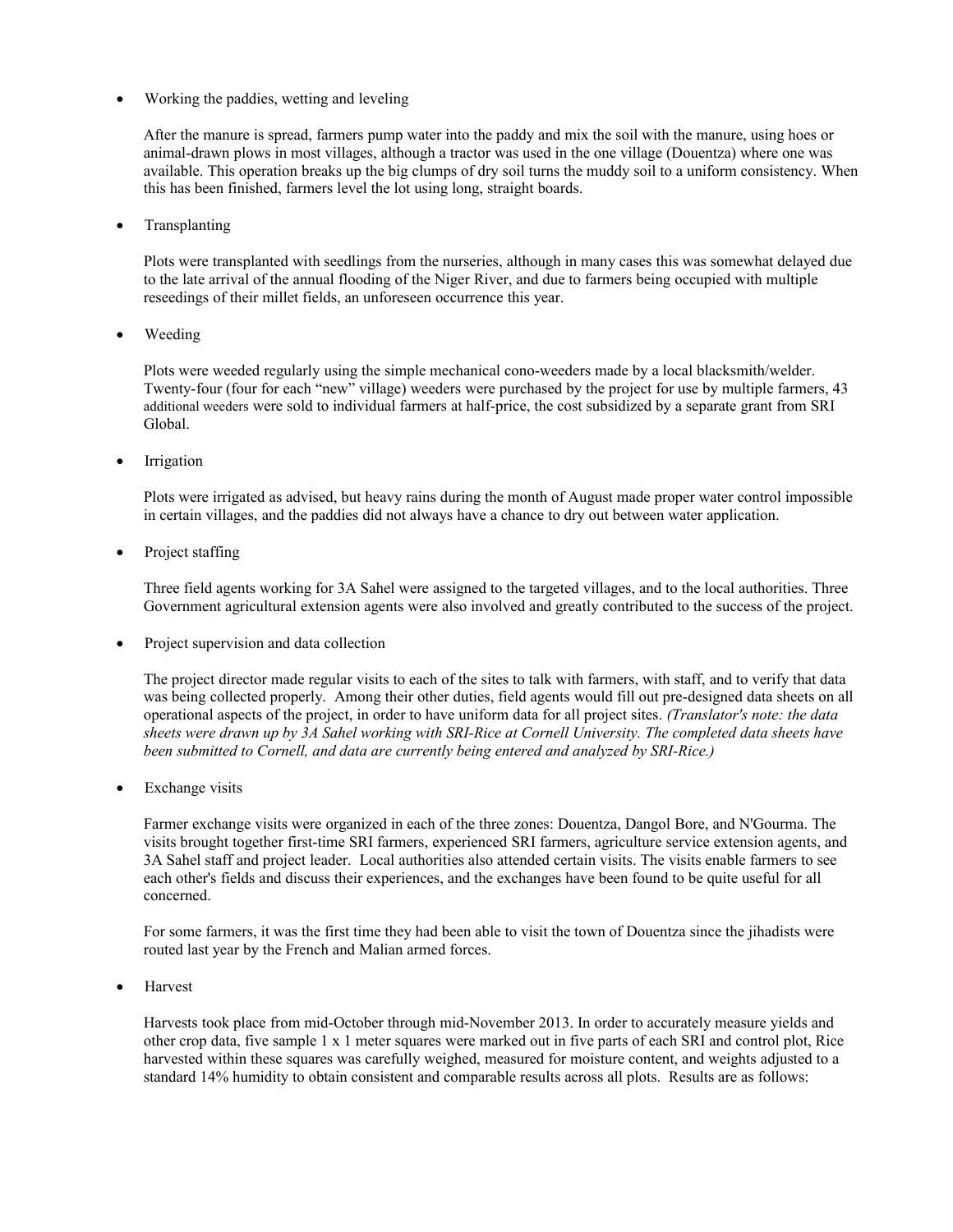- Working the paddies, wetting and leveling

  After the manure is spread, farmers pump water into the paddy and mix the soil with the manure, using hoes or animal-drawn plows in most villages, although a tractor was used in the one village (Douentza) where one was available. This operation breaks up the big clumps of dry soil turns the muddy soil to a uniform consistency. When this has been finished, farmers level the lot using long, straight boards.

- Transplanting

  Plots were transplanted with seedlings from the nurseries, although in many cases this was somewhat delayed due to the late arrival of the annual flooding of the Niger River, and due to farmers being occupied with multiple reseedings of their millet fields, an unforeseen occurrence this year.

- Weeding

  Plots were weeded regularly using the simple mechanical cono-weeders made by a local blacksmith/welder. Twenty-four (four for each "new" village) weeders were purchased by the project for use by multiple farmers, 43 additional weeders were sold to individual farmers at half-price, the cost subsidized by a separate grant from SRI Global.

- Irrigation

  Plots were irrigated as advised, but heavy rains during the month of August made proper water control impossible in certain villages, and the paddies did not always have a chance to dry out between water application.

- Project staffing

  Three field agents working for 3A Sahel were assigned to the targeted villages, and to the local authorities. Three Government agricultural extension agents were also involved and greatly contributed to the success of the project.

- Project supervision and data collection

  The project director made regular visits to each of the sites to talk with farmers, with staff, and to verify that data was being collected properly. Among their other duties, field agents would fill out pre-designed data sheets on all operational aspects of the project, in order to have uniform data for all project sites. *(Translator's note: the data sheets were drawn up by 3A Sahel working with SRI-Rice at Cornell University. The completed data sheets have been submitted to Cornell, and data are currently being entered and analyzed by SRI-Rice.)*

- Exchange visits

  Farmer exchange visits were organized in each of the three zones: Douentza, Dangol Bore, and N'Gourma. The visits brought together first-time SRI farmers, experienced SRI farmers, agriculture service extension agents, and 3A Sahel staff and project leader. Local authorities also attended certain visits. The visits enable farmers to see each other's fields and discuss their experiences, and the exchanges have been found to be quite useful for all concerned.

  For some farmers, it was the first time they had been able to visit the town of Douentza since the jihadists were routed last year by the French and Malian armed forces.

- Harvest

  Harvests took place from mid-October through mid-November 2013. In order to accurately measure yields and other crop data, five sample 1 x 1 meter squares were marked out in five parts of each SRI and control plot, Rice harvested within these squares was carefully weighed, measured for moisture content, and weights adjusted to a standard 14% humidity to obtain consistent and comparable results across all plots. Results are as follows: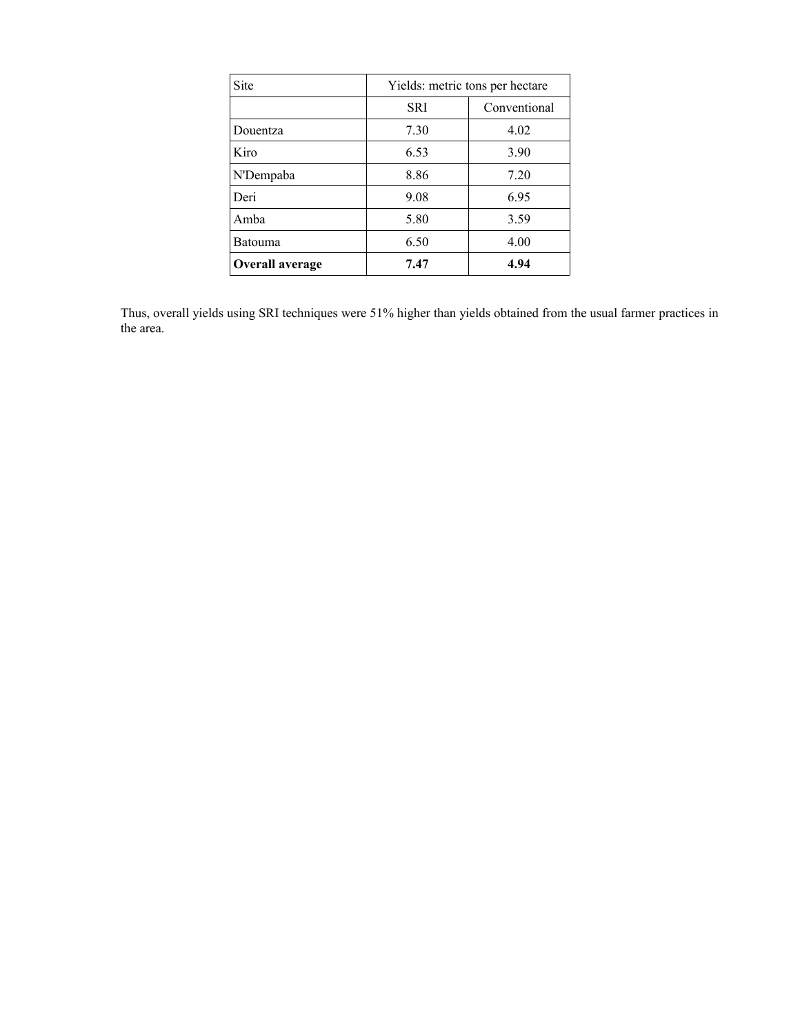| Site | Yields: metric tons per hectare | |
|---|---|---|
| | SRI | Conventional |
| Douentza | 7.30 | 4.02 |
| Kiro | 6.53 | 3.90 |
| N'Dempaba | 8.86 | 7.20 |
| Deri | 9.08 | 6.95 |
| Amba | 5.80 | 3.59 |
| Batouma | 6.50 | 4.00 |
| **Overall average** | **7.47** | **4.94** |

Thus, overall yields using SRI techniques were 51% higher than yields obtained from the usual farmer practices in the area.